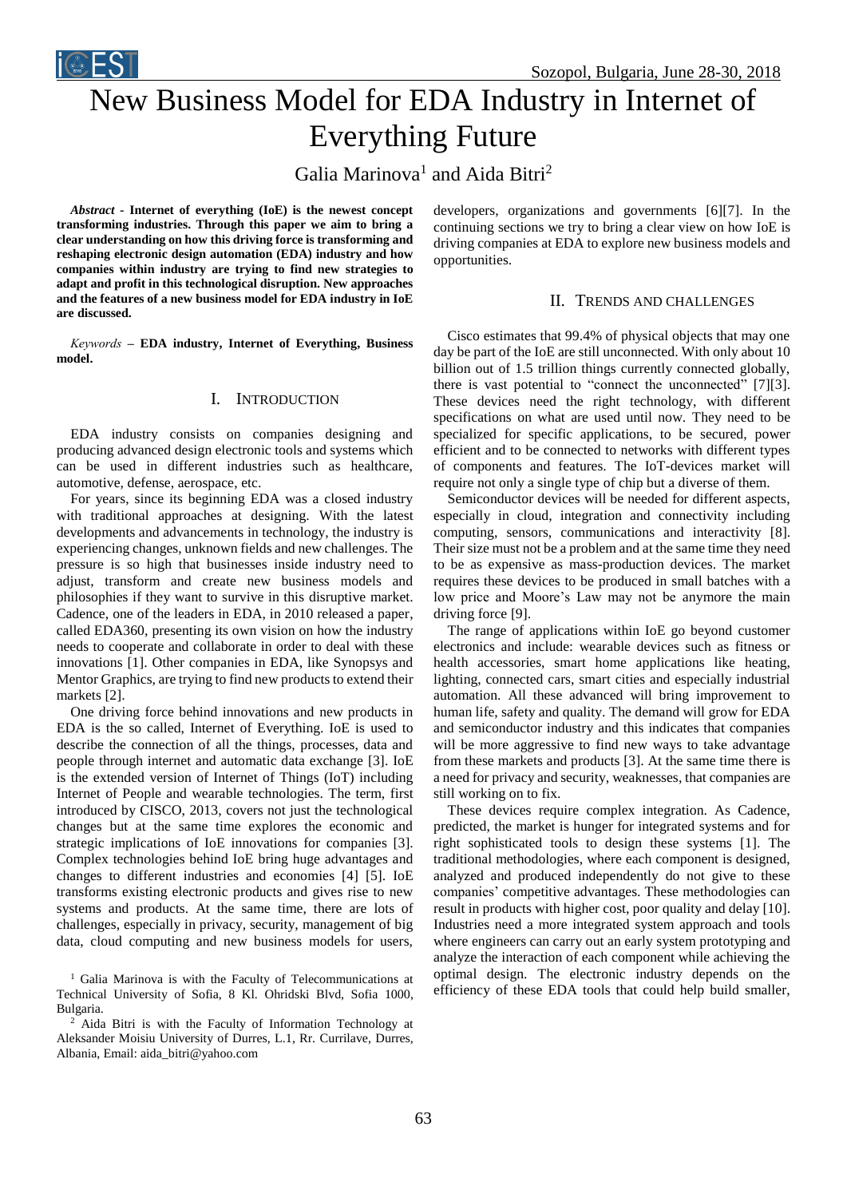# New Business Model for EDA Industry in Internet of Everything Future

Galia Marinova[1] and Aida Bitri[2]

***Abstract* - Internet of everything (IoE) is the newest concept transforming industries. Through this paper we aim to bring a clear understanding on how this driving force is transforming and reshaping electronic design automation (EDA) industry and how companies within industry are trying to find new strategies to adapt and profit in this technological disruption. New approaches and the features of a new business model for EDA industry in IoE are discussed.**

*Keywords* **– EDA industry, Internet of Everything, Business model.**

## I. Introduction

EDA industry consists on companies designing and producing advanced design electronic tools and systems which can be used in different industries such as healthcare, automotive, defense, aerospace, etc.

For years, since its beginning EDA was a closed industry with traditional approaches at designing. With the latest developments and advancements in technology, the industry is experiencing changes, unknown fields and new challenges. The pressure is so high that businesses inside industry need to adjust, transform and create new business models and philosophies if they want to survive in this disruptive market. Cadence, one of the leaders in EDA, in 2010 released a paper, called EDA360, presenting its own vision on how the industry needs to cooperate and collaborate in order to deal with these innovations [1]. Other companies in EDA, like Synopsys and Mentor Graphics, are trying to find new products to extend their markets [2].

One driving force behind innovations and new products in EDA is the so called, Internet of Everything. IoE is used to describe the connection of all the things, processes, data and people through internet and automatic data exchange [3]. IoE is the extended version of Internet of Things (IoT) including Internet of People and wearable technologies. The term, first introduced by CISCO, 2013, covers not just the technological changes but at the same time explores the economic and strategic implications of IoE innovations for companies [3]. Complex technologies behind IoE bring huge advantages and changes to different industries and economies [4] [5]. IoE transforms existing electronic products and gives rise to new systems and products. At the same time, there are lots of challenges, especially in privacy, security, management of big data, cloud computing and new business models for users, developers, organizations and governments [6][7]. In the continuing sections we try to bring a clear view on how IoE is driving companies at EDA to explore new business models and opportunities.

## II. Trends and Challenges

Cisco estimates that 99.4% of physical objects that may one day be part of the IoE are still unconnected. With only about 10 billion out of 1.5 trillion things currently connected globally, there is vast potential to "connect the unconnected" [7][3]. These devices need the right technology, with different specifications on what are used until now. They need to be specialized for specific applications, to be secured, power efficient and to be connected to networks with different types of components and features. The IoT-devices market will require not only a single type of chip but a diverse of them.

Semiconductor devices will be needed for different aspects, especially in cloud, integration and connectivity including computing, sensors, communications and interactivity [8]. Their size must not be a problem and at the same time they need to be as expensive as mass-production devices. The market requires these devices to be produced in small batches with a low price and Moore's Law may not be anymore the main driving force [9].

The range of applications within IoE go beyond customer electronics and include: wearable devices such as fitness or health accessories, smart home applications like heating, lighting, connected cars, smart cities and especially industrial automation. All these advanced will bring improvement to human life, safety and quality. The demand will grow for EDA and semiconductor industry and this indicates that companies will be more aggressive to find new ways to take advantage from these markets and products [3]. At the same time there is a need for privacy and security, weaknesses, that companies are still working on to fix.

These devices require complex integration. As Cadence, predicted, the market is hunger for integrated systems and for right sophisticated tools to design these systems [1]. The traditional methodologies, where each component is designed, analyzed and produced independently do not give to these companies' competitive advantages. These methodologies can result in products with higher cost, poor quality and delay [10]. Industries need a more integrated system approach and tools where engineers can carry out an early system prototyping and analyze the interaction of each component while achieving the optimal design. The electronic industry depends on the efficiency of these EDA tools that could help build smaller,

[1] Galia Marinova is with the Faculty of Telecommunications at Technical University of Sofia, 8 Kl. Ohridski Blvd, Sofia 1000, Bulgaria.

[2] Aida Bitri is with the Faculty of Information Technology at Aleksander Moisiu University of Durres, L.1, Rr. Currilave, Durres, Albania, Email: aida_bitri@yahoo.com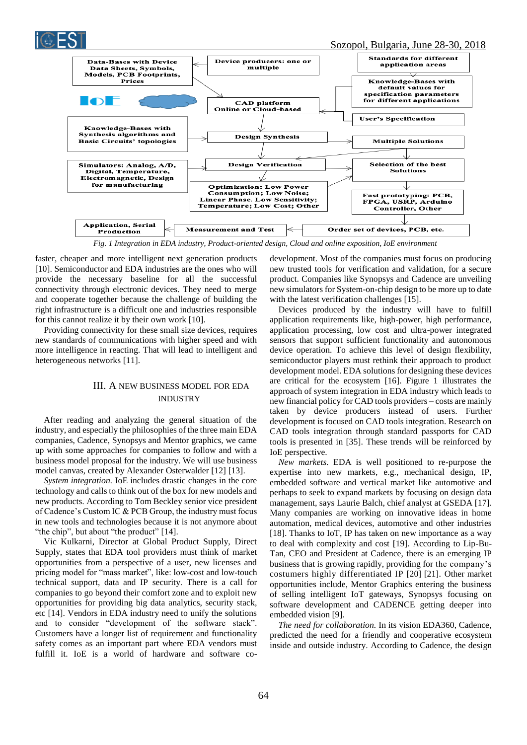Fig. 1 Integration in EDA industry, Product-oriented design, Cloud and online exposition, IoE environment

faster, cheaper and more intelligent next generation products [10]. Semiconductor and EDA industries are the ones who will provide the necessary baseline for all the successful connectivity through electronic devices. They need to merge and cooperate together because the challenge of building the right infrastructure is a difficult one and industries responsible for this cannot realize it by their own work [10].

Providing connectivity for these small size devices, requires new standards of communications with higher speed and with more intelligence in reacting. That will lead to intelligent and heterogeneous networks [11].

## III. A NEW BUSINESS MODEL FOR EDA INDUSTRY

After reading and analyzing the general situation of the industry, and especially the philosophies of the three main EDA companies, Cadence, Synopsys and Mentor graphics, we came up with some approaches for companies to follow and with a business model proposal for the industry. We will use business model canvas, created by Alexander Osterwalder [12] [13].

*System integration.* IoE includes drastic changes in the core technology and calls to think out of the box for new models and new products. According to Tom Beckley senior vice president of Cadence's Custom IC & PCB Group, the industry must focus in new tools and technologies because it is not anymore about "the chip", but about "the product" [14].

Vic Kulkarni, Director at Global Product Supply, Direct Supply, states that EDA tool providers must think of market opportunities from a perspective of a user, new licenses and pricing model for "mass market", like: low-cost and low-touch technical support, data and IP security. There is a call for companies to go beyond their comfort zone and to exploit new opportunities for providing big data analytics, security stack, etc [14]. Vendors in EDA industry need to unify the solutions and to consider "development of the software stack". Customers have a longer list of requirement and functionality safety comes as an important part where EDA vendors must fulfill it. IoE is a world of hardware and software co-development. Most of the companies must focus on producing new trusted tools for verification and validation, for a secure product. Companies like Synopsys and Cadence are unveiling new simulators for System-on-chip design to be more up to date with the latest verification challenges [15].

Devices produced by the industry will have to fulfill application requirements like, high-power, high performance, application processing, low cost and ultra-power integrated sensors that support sufficient functionality and autonomous device operation. To achieve this level of design flexibility, semiconductor players must rethink their approach to product development model. EDA solutions for designing these devices are critical for the ecosystem [16]. Figure 1 illustrates the approach of system integration in EDA industry which leads to new financial policy for CAD tools providers – costs are mainly taken by device producers instead of users. Further development is focused on CAD tools integration. Research on CAD tools integration through standard passports for CAD tools is presented in [35]. These trends will be reinforced by IoE perspective.

*New markets.* EDA is well positioned to re-purpose the expertise into new markets, e.g., mechanical design, IP, embedded software and vertical market like automotive and perhaps to seek to expand markets by focusing on design data management, says Laurie Balch, chief analyst at GSEDA [17]. Many companies are working on innovative ideas in home automation, medical devices, automotive and other industries [18]. Thanks to IoT, IP has taken on new importance as a way to deal with complexity and cost [19]. According to Lip-Bu-Tan, CEO and President at Cadence, there is an emerging IP business that is growing rapidly, providing for the company's costumers highly differentiated IP [20] [21]. Other market opportunities include, Mentor Graphics entering the business of selling intelligent IoT gateways, Synopsys focusing on software development and CADENCE getting deeper into embedded vision [9].

*The need for collaboration.* In its vision EDA360, Cadence, predicted the need for a friendly and cooperative ecosystem inside and outside industry. According to Cadence, the design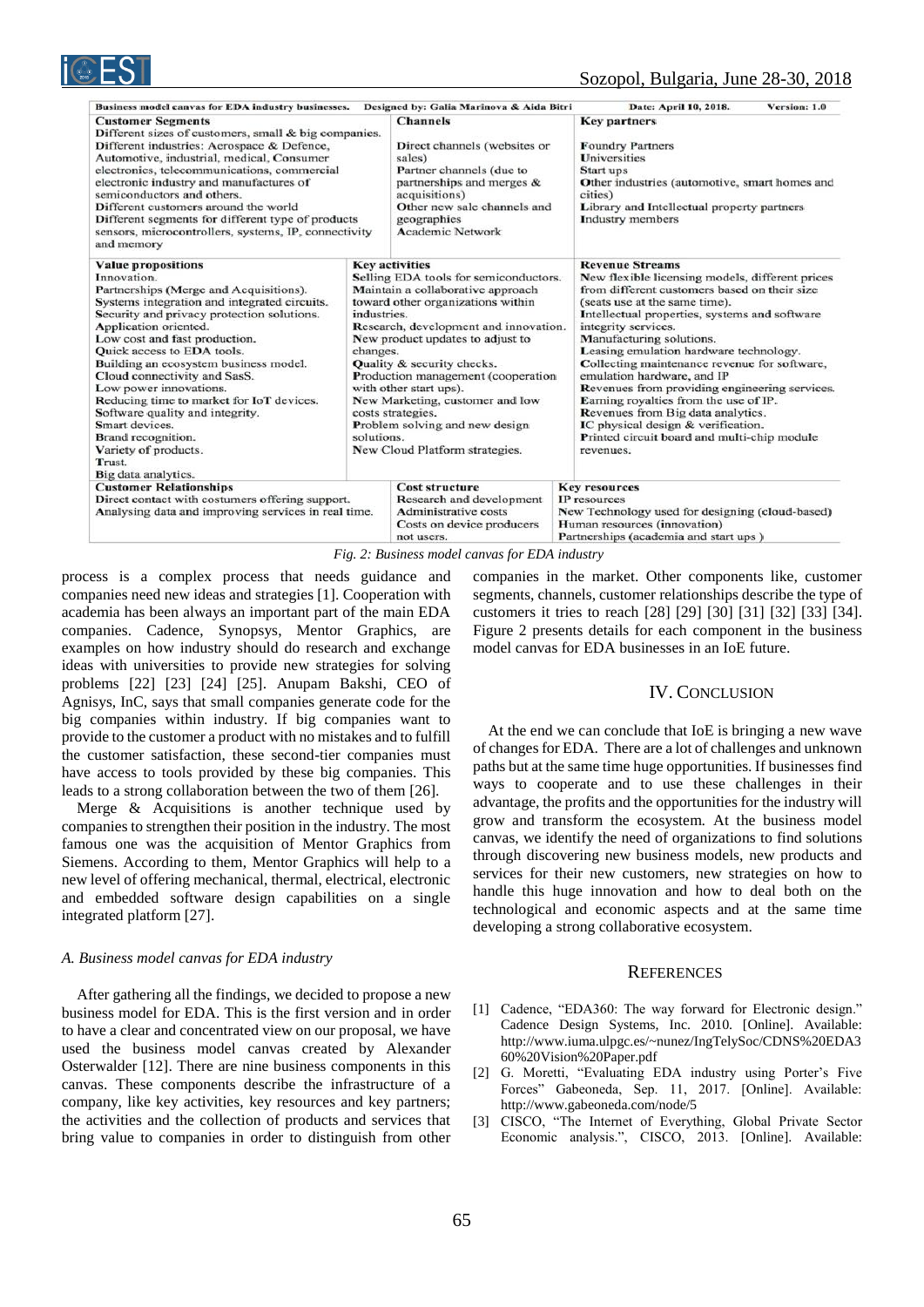| Business model canvas for EDA industry businesses. | Designed by: Galia Marinova & Aida Bitri | Date: April 10, 2018. Version: 1.0 |
|---|---|---|
| **Customer Segments**<br>Different sizes of customers, small & big companies.<br>Different industries: Aerospace & Defence, Automotive, industrial, medical, Consumer electronics, telecommunications, commercial electronic industry and manufactures of semiconductors and others.<br>Different customers around the world<br>Different segments for different type of products sensors, microcontrollers, systems, IP, connectivity and memory | **Channels**<br>Direct channels (websites or sales)<br>Partner channels (due to partnerships and merges & acquisitions)<br>Other new sale channels and geographies<br>Academic Network | **Key partners**<br>Foundry Partners<br>Universities<br>Start ups<br>Other industries (automotive, smart homes and cities)<br>Library and Intellectual property partners<br>Industry members |
| **Value propositions**<br>Innovation.<br>Partnerships (Merge and Acquisitions).<br>Systems integration and integrated circuits.<br>Security and privacy protection solutions.<br>Application oriented.<br>Low cost and fast production.<br>Quick access to EDA tools.<br>Building an ecosystem business model.<br>Cloud connectivity and SasS.<br>Low power innovations.<br>Reducing time to market for IoT devices.<br>Software quality and integrity.<br>Smart devices.<br>Brand recognition.<br>Variety of products.<br>Trust.<br>Big data analytics. | **Key activities**<br>Selling EDA tools for semiconductors.<br>Maintain a collaborative approach toward other organizations within industries.<br>Research, development and innovation.<br>New product updates to adjust to changes.<br>Quality & security checks.<br>Production management (cooperation with other start ups).<br>New Marketing, customer and low costs strategies.<br>Problem solving and new design solutions.<br>New Cloud Platform strategies. | **Revenue Streams**<br>New flexible licensing models, different prices from different customers based on their size (seats use at the same time).<br>Intellectual properties, systems and software integrity services.<br>Manufacturing solutions.<br>Leasing emulation hardware technology.<br>Collecting maintenance revenue for software, emulation hardware, and IP<br>Revenues from providing engineering services.<br>Earning royalties from the use of IP.<br>Revenues from Big data analytics.<br>IC physical design & verification.<br>Printed circuit board and multi-chip module revenues. |
| **Customer Relationships**<br>Direct contact with costumers offering support.<br>Analysing data and improving services in real time. | **Cost structure**<br>Research and development<br>Administrative costs<br>Costs on device producers not users. | **Key resources**<br>IP resources<br>New Technology used for designing (cloud-based)<br>Human resources (innovation)<br>Partnerships (academia and start ups ) |

*Fig. 2: Business model canvas for EDA industry*

process is a complex process that needs guidance and companies need new ideas and strategies [1]. Cooperation with academia has been always an important part of the main EDA companies. Cadence, Synopsys, Mentor Graphics, are examples on how industry should do research and exchange ideas with universities to provide new strategies for solving problems [22] [23] [24] [25]. Anupam Bakshi, CEO of Agnisys, InC, says that small companies generate code for the big companies within industry. If big companies want to provide to the customer a product with no mistakes and to fulfill the customer satisfaction, these second-tier companies must have access to tools provided by these big companies. This leads to a strong collaboration between the two of them [26].

Merge & Acquisitions is another technique used by companies to strengthen their position in the industry. The most famous one was the acquisition of Mentor Graphics from Siemens. According to them, Mentor Graphics will help to a new level of offering mechanical, thermal, electrical, electronic and embedded software design capabilities on a single integrated platform [27].

### A. Business model canvas for EDA industry

After gathering all the findings, we decided to propose a new business model for EDA. This is the first version and in order to have a clear and concentrated view on our proposal, we have used the business model canvas created by Alexander Osterwalder [12]. There are nine business components in this canvas. These components describe the infrastructure of a company, like key activities, key resources and key partners; the activities and the collection of products and services that bring value to companies in order to distinguish from other companies in the market. Other components like, customer segments, channels, customer relationships describe the type of customers it tries to reach [28] [29] [30] [31] [32] [33] [34]. Figure 2 presents details for each component in the business model canvas for EDA businesses in an IoE future.

## IV. Conclusion

At the end we can conclude that IoE is bringing a new wave of changes for EDA. There are a lot of challenges and unknown paths but at the same time huge opportunities. If businesses find ways to cooperate and to use these challenges in their advantage, the profits and the opportunities for the industry will grow and transform the ecosystem. At the business model canvas, we identify the need of organizations to find solutions through discovering new business models, new products and services for their new customers, new strategies on how to handle this huge innovation and how to deal both on the technological and economic aspects and at the same time developing a strong collaborative ecosystem.

## References

[1] Cadence, "EDA360: The way forward for Electronic design." Cadence Design Systems, Inc. 2010. [Online]. Available: http://www.iuma.ulpgc.es/~nunez/IngTelySoc/CDNS%20EDA360%20Vision%20Paper.pdf

[2] G. Moretti, "Evaluating EDA industry using Porter's Five Forces" Gabeoneda, Sep. 11, 2017. [Online]. Available: http://www.gabeoneda.com/node/5

[3] CISCO, "The Internet of Everything, Global Private Sector Economic analysis.", CISCO, 2013. [Online]. Available: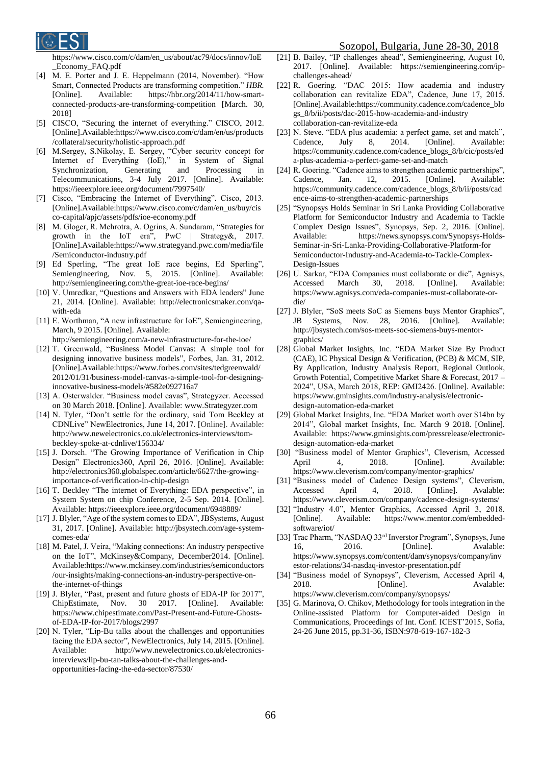https://www.cisco.com/c/dam/en_us/about/ac79/docs/innov/IoE_Economy_FAQ.pdf

[4] M. E. Porter and J. E. Heppelmann (2014, November). "How Smart, Connected Products are transforming competition." *HBR.* [Online]. Available: https://hbr.org/2014/11/how-smart-connected-products-are-transforming-competition [March. 30, 2018]

[5] CISCO, "Securing the internet of everything." CISCO, 2012. [Online].Available:https://www.cisco.com/c/dam/en/us/products/collateral/security/holistic-approach.pdf

[6] M.Sergey, S.Nikolay, E. Sergey, "Cyber security concept for Internet of Everything (IoE)," in System of Signal Synchronization, Generating and Processing in Telecommunications, 3-4 July 2017. [Online]. Available: https://ieeexplore.ieee.org/document/7997540/

[7] Cisco, "Embracing the Internet of Everything". Cisco, 2013. [Online].Available:https://www.cisco.com/c/dam/en_us/buy/cisco-capital/apjc/assets/pdfs/ioe-economy.pdf

[8] M. Gloger, R. Mehrotra, A. Ogrins, A. Sundaram, "Strategies for growth in the IoT era", PwC | Strategy&, 2017. [Online].Available:https://www.strategyand.pwc.com/media/file/Semiconductor-industry.pdf

[9] Ed Sperling, "The great IoE race begins, Ed Sperling", Semiengineering, Nov. 5, 2015. [Online]. Available: http://semiengineering.com/the-great-ioe-race-begins/

[10] V. Umredkar, "Questions and Answers with EDA leaders" June 21, 2014. [Online]. Available: http://electronicsmaker.com/qa-with-eda

[11] E. Worthman, "A new infrastructure for IoE", Semiengineering, March, 9 2015. [Online]. Available: http://semiengineering.com/a-new-infrastructure-for-the-ioe/

[12] T. Greenwald, "Business Model Canvas: A simple tool for designing innovative business models", Forbes, Jan. 31, 2012. [Online].Available:https://www.forbes.com/sites/tedgreenwald/2012/01/31/business-model-canvas-a-simple-tool-for-designing-innovative-business-models/#582e092716a7

[13] A. Osterwalder. "Business model cavas", Strategyzer. Accessed on 30 March 2018. [Online]. Available: www.Strategyzer.com

[14] N. Tyler, "Don't settle for the ordinary, said Tom Beckley at CDNLive" NewElectronics, June 14, 2017. [Online]. Available: http://www.newelectronics.co.uk/electronics-interviews/tom-beckley-spoke-at-cdnlive/156334/

[15] J. Dorsch. "The Growing Importance of Verification in Chip Design" Electronics360, April 26, 2016. [Online]. Available: http://electronics360.globalspec.com/article/6627/the-growing-importance-of-verification-in-chip-design

[16] T. Beckley "The internet of Everything: EDA perspective", in System System on chip Conference, 2-5 Sep. 2014. [Online]. Available: https://ieeexplore.ieee.org/document/6948889/

[17] J. Blyler, "Age of the system comes to EDA", JBSystems, August 31, 2017. [Online]. Available: http://jbsystech.com/age-system-comes-eda/

[18] M. Patel, J. Veira, "Making connections: An industry perspective on the IoT", McKinsey&Company, December2014. [Online]. Available:https://www.mckinsey.com/industries/semiconductors/our-insights/making-connections-an-industry-perspective-on-the-internet-of-things

[19] J. Blyler, "Past, present and future ghosts of EDA-IP for 2017", ChipEstimate, Nov. 30 2017. [Online]. Available: https://www.chipestimate.com/Past-Present-and-Future-Ghosts-of-EDA-IP-for-2017/blogs/2997

[20] N. Tyler, "Lip-Bu talks about the challenges and opportunities facing the EDA sector", NewElectronics, July 14, 2015. [Online]. Available: http://www.newelectronics.co.uk/electronics-interviews/lip-bu-tan-talks-about-the-challenges-and-opportunities-facing-the-eda-sector/87530/

[21] B. Bailey, "IP challenges ahead", Semiengineering, August 10, 2017. [Online]. Available: https://semiengineering.com/ip-challenges-ahead/

[22] R. Goering. "DAC 2015: How academia and industry collaboration can revitalize EDA", Cadence, June 17, 2015. [Online].Available:https://community.cadence.com/cadence_blogs_8/b/ii/posts/dac-2015-how-academia-and-industry collaboration-can-revitalize-eda

[23] N. Steve. "EDA plus academia: a perfect game, set and match", Cadence, July 8, 2014. [Online]. Available: https://community.cadence.com/cadence_blogs_8/b/cic/posts/eda-plus-academia-a-perfect-game-set-and-match

[24] R. Goering. "Cadence aims to strengthen academic partnerships", Cadence, Jan. 12, 2015. [Online]. Available: https://community.cadence.com/cadence_blogs_8/b/ii/posts/cadence-aims-to-strengthen-academic-partnerships

[25] "Synopsys Holds Seminar in Sri Lanka Providing Collaborative Platform for Semiconductor Industry and Academia to Tackle Complex Design Issues", Synopsys, Sep. 2, 2016. [Online]. Available: https://news.synopsys.com/Synopsys-Holds-Seminar-in-Sri-Lanka-Providing-Collaborative-Platform-for Semiconductor-Industry-and-Academia-to-Tackle-Complex-Design-Issues

[26] U. Sarkar, "EDA Companies must collaborate or die", Agnisys, Accessed March 30, 2018. [Online]. Available: https://www.agnisys.com/eda-companies-must-collaborate-or-die/

[27] J. Blyler, "SoS meets SoC as Siemens buys Mentor Graphics", JB Systems, Nov. 28, 2016. [Online]. Available: http://jbsystech.com/sos-meets-soc-siemens-buys-mentor-graphics/

[28] Global Market Insights, Inc. "EDA Market Size By Product (CAE), IC Physical Design & Verification, (PCB) & MCM, SIP, By Application, Industry Analysis Report, Regional Outlook, Growth Potential, Competitive Market Share & Forecast, 2017 – 2024", USA, March 2018, REP: GMI2426. [Online]. Available: https://www.gminsights.com/industry-analysis/electronic-design-automation-eda-market

[29] Global Market Insights, Inc. "EDA Market worth over $14bn by 2014", Global market Insights, Inc. March 9 2018. [Online]. Available: https://www.gminsights.com/pressrelease/electronic-design-automation-eda-market

[30] "Business model of Mentor Graphics", Cleverism, Accessed April 4, 2018. [Online]. Available: https://www.cleverism.com/company/mentor-graphics/

[31] "Business model of Cadence Design systems", Cleverism, Accessed April 4, 2018. [Online]. Avalable: https://www.cleverism.com/company/cadence-design-systems/

[32] "Industry 4.0", Mentor Graphics, Accessed April 3, 2018. [Online]. Available: https://www.mentor.com/embedded-software/iot/

[33] Trac Pharm, "NASDAQ 33rd Inverstor Program", Synopsys, June 16, 2016. [Online]. Avalable: https://www.synopsys.com/content/dam/synopsys/company/investor-relations/34-nasdaq-investor-presentation.pdf

[34] "Business model of Synopsys", Cleverism, Accessed April 4, 2018. [Online]. Avalable: https://www.cleverism.com/company/synopsys/

[35] G. Marinova, O. Chikov, Methodology for tools integration in the Online-assisted Platform for Computer-aided Design in Communications, Proceedings of Int. Conf. ICEST'2015, Sofia, 24-26 June 2015, pp.31-36, ISBN:978-619-167-182-3